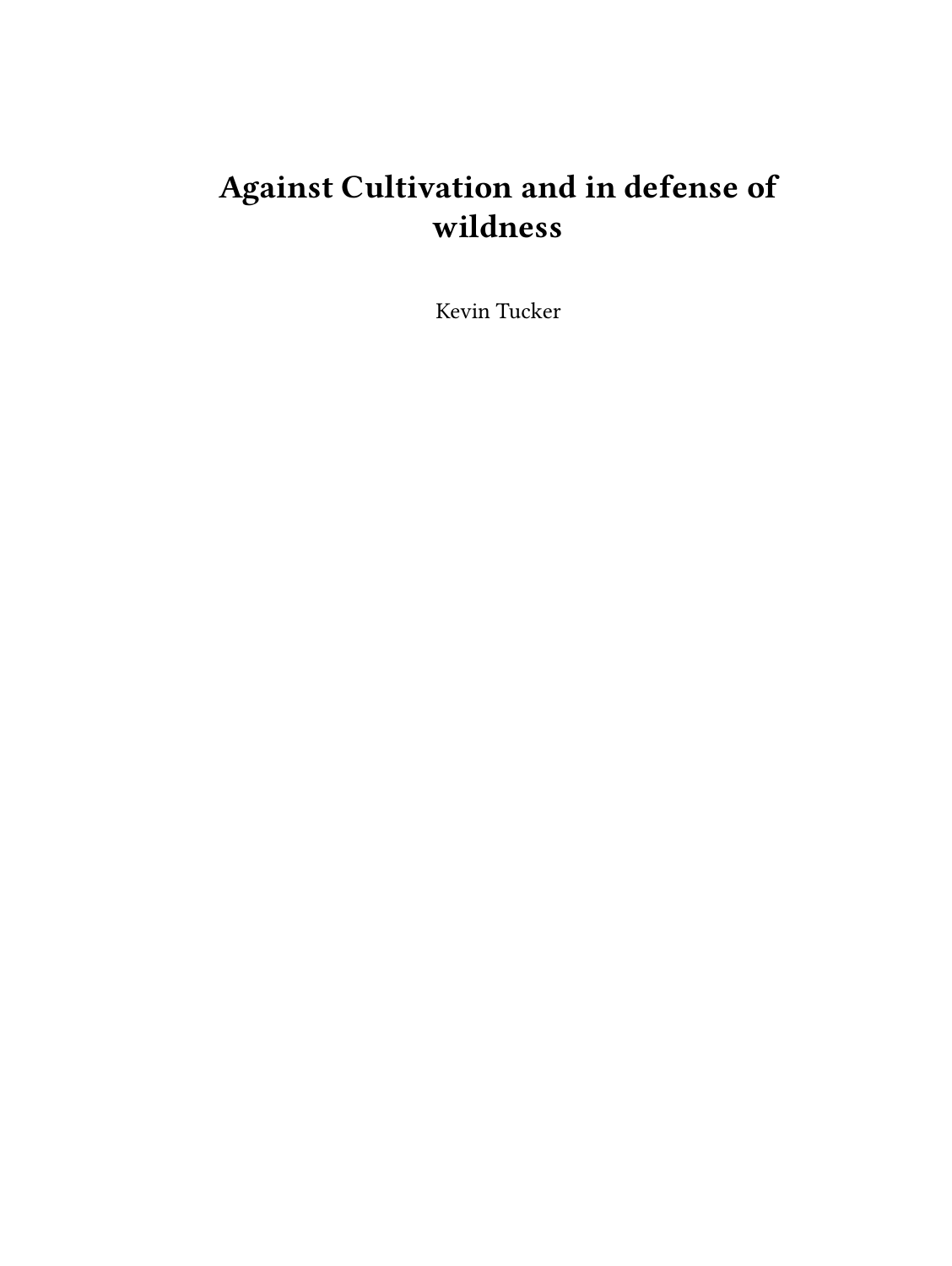# Against Cultivation and in defense of wildness

Kevin Tucker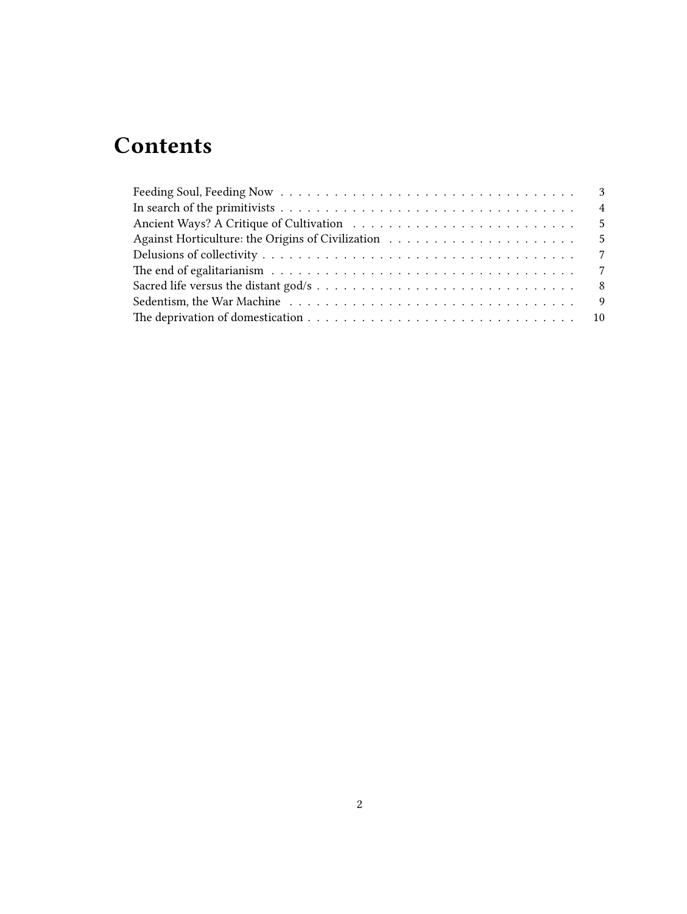# Contents

- Feeding Soul, Feeding Now . . . . . 3
- In search of the primitivists . . . . . 4
- Ancient Ways? A Critique of Cultivation . . . . . 5
- Against Horticulture: the Origins of Civilization . . . . . 5
- Delusions of collectivity . . . . . 7
- The end of egalitarianism . . . . . 7
- Sacred life versus the distant god/s . . . . . 8
- Sedentism, the War Machine . . . . . 9
- The deprivation of domestication . . . . . 10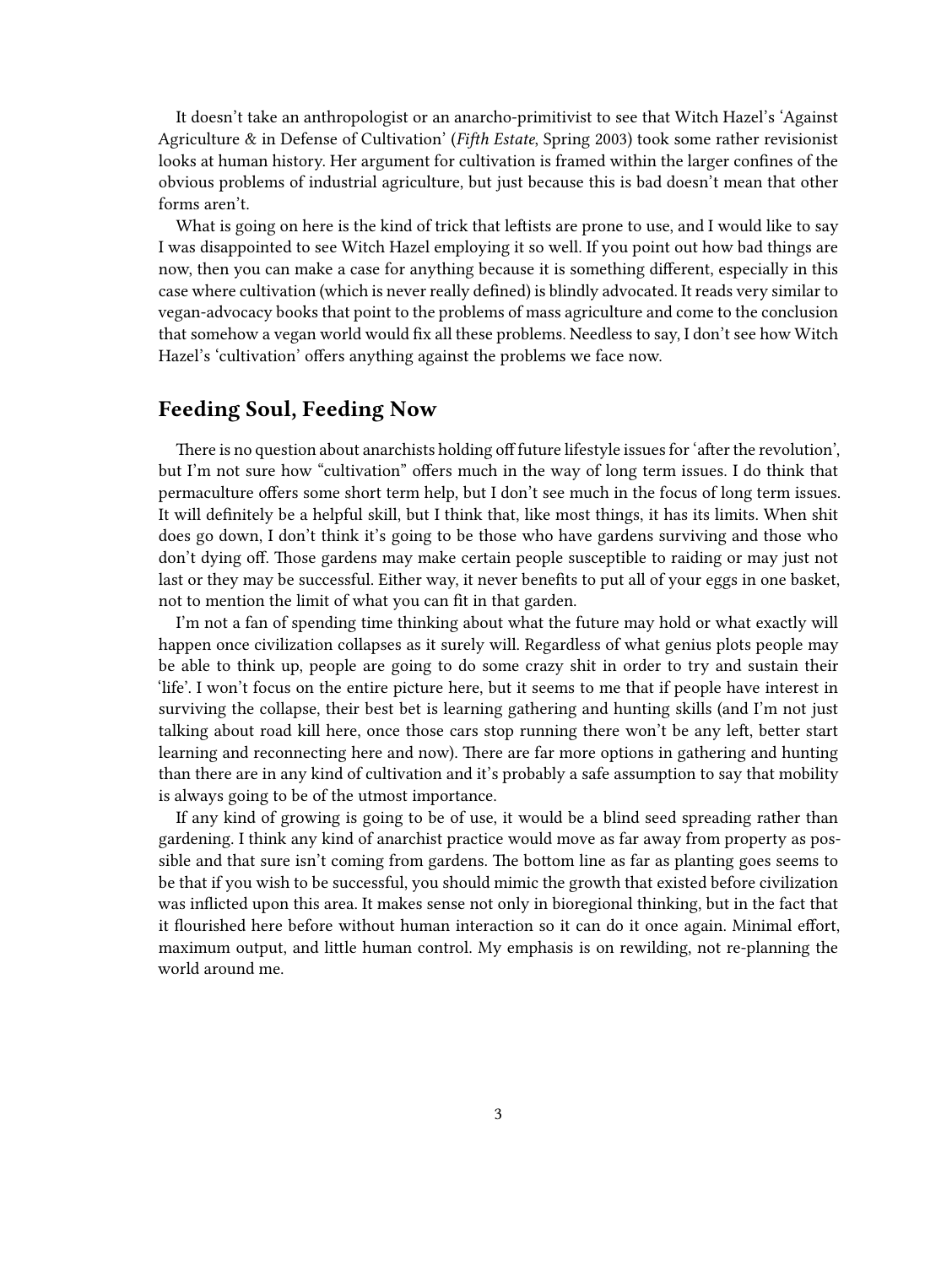It doesn't take an anthropologist or an anarcho-primitivist to see that Witch Hazel's 'Against Agriculture & in Defense of Cultivation' (*Fifth Estate*, Spring 2003) took some rather revisionist looks at human history. Her argument for cultivation is framed within the larger confines of the obvious problems of industrial agriculture, but just because this is bad doesn't mean that other forms aren't.

What is going on here is the kind of trick that leftists are prone to use, and I would like to say I was disappointed to see Witch Hazel employing it so well. If you point out how bad things are now, then you can make a case for anything because it is something different, especially in this case where cultivation (which is never really defined) is blindly advocated. It reads very similar to vegan-advocacy books that point to the problems of mass agriculture and come to the conclusion that somehow a vegan world would fix all these problems. Needless to say, I don't see how Witch Hazel's 'cultivation' offers anything against the problems we face now.

## Feeding Soul, Feeding Now

There is no question about anarchists holding off future lifestyle issues for 'after the revolution', but I'm not sure how "cultivation" offers much in the way of long term issues. I do think that permaculture offers some short term help, but I don't see much in the focus of long term issues. It will definitely be a helpful skill, but I think that, like most things, it has its limits. When shit does go down, I don't think it's going to be those who have gardens surviving and those who don't dying off. Those gardens may make certain people susceptible to raiding or may just not last or they may be successful. Either way, it never benefits to put all of your eggs in one basket, not to mention the limit of what you can fit in that garden.

I'm not a fan of spending time thinking about what the future may hold or what exactly will happen once civilization collapses as it surely will. Regardless of what genius plots people may be able to think up, people are going to do some crazy shit in order to try and sustain their 'life'. I won't focus on the entire picture here, but it seems to me that if people have interest in surviving the collapse, their best bet is learning gathering and hunting skills (and I'm not just talking about road kill here, once those cars stop running there won't be any left, better start learning and reconnecting here and now). There are far more options in gathering and hunting than there are in any kind of cultivation and it's probably a safe assumption to say that mobility is always going to be of the utmost importance.

If any kind of growing is going to be of use, it would be a blind seed spreading rather than gardening. I think any kind of anarchist practice would move as far away from property as possible and that sure isn't coming from gardens. The bottom line as far as planting goes seems to be that if you wish to be successful, you should mimic the growth that existed before civilization was inflicted upon this area. It makes sense not only in bioregional thinking, but in the fact that it flourished here before without human interaction so it can do it once again. Minimal effort, maximum output, and little human control. My emphasis is on rewilding, not re-planning the world around me.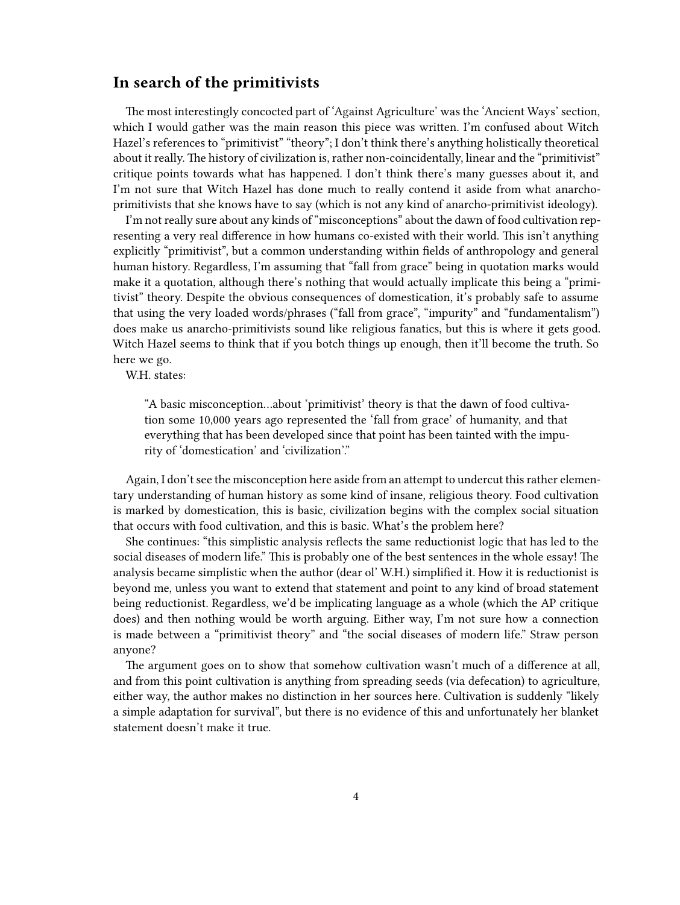## In search of the primitivists

The most interestingly concocted part of 'Against Agriculture' was the 'Ancient Ways' section, which I would gather was the main reason this piece was written. I'm confused about Witch Hazel's references to "primitivist" "theory"; I don't think there's anything holistically theoretical about it really. The history of civilization is, rather non-coincidentally, linear and the "primitivist" critique points towards what has happened. I don't think there's many guesses about it, and I'm not sure that Witch Hazel has done much to really contend it aside from what anarcho-primitivists that she knows have to say (which is not any kind of anarcho-primitivist ideology).

I'm not really sure about any kinds of "misconceptions" about the dawn of food cultivation representing a very real difference in how humans co-existed with their world. This isn't anything explicitly "primitivist", but a common understanding within fields of anthropology and general human history. Regardless, I'm assuming that "fall from grace" being in quotation marks would make it a quotation, although there's nothing that would actually implicate this being a "primitivist" theory. Despite the obvious consequences of domestication, it's probably safe to assume that using the very loaded words/phrases ("fall from grace", "impurity" and "fundamentalism") does make us anarcho-primitivists sound like religious fanatics, but this is where it gets good. Witch Hazel seems to think that if you botch things up enough, then it'll become the truth. So here we go.

W.H. states:

> "A basic misconception…about 'primitivist' theory is that the dawn of food cultivation some 10,000 years ago represented the 'fall from grace' of humanity, and that everything that has been developed since that point has been tainted with the impurity of 'domestication' and 'civilization'."

Again, I don't see the misconception here aside from an attempt to undercut this rather elementary understanding of human history as some kind of insane, religious theory. Food cultivation is marked by domestication, this is basic, civilization begins with the complex social situation that occurs with food cultivation, and this is basic. What's the problem here?

She continues: "this simplistic analysis reflects the same reductionist logic that has led to the social diseases of modern life." This is probably one of the best sentences in the whole essay! The analysis became simplistic when the author (dear ol' W.H.) simplified it. How it is reductionist is beyond me, unless you want to extend that statement and point to any kind of broad statement being reductionist. Regardless, we'd be implicating language as a whole (which the AP critique does) and then nothing would be worth arguing. Either way, I'm not sure how a connection is made between a "primitivist theory" and "the social diseases of modern life." Straw person anyone?

The argument goes on to show that somehow cultivation wasn't much of a difference at all, and from this point cultivation is anything from spreading seeds (via defecation) to agriculture, either way, the author makes no distinction in her sources here. Cultivation is suddenly "likely a simple adaptation for survival", but there is no evidence of this and unfortunately her blanket statement doesn't make it true.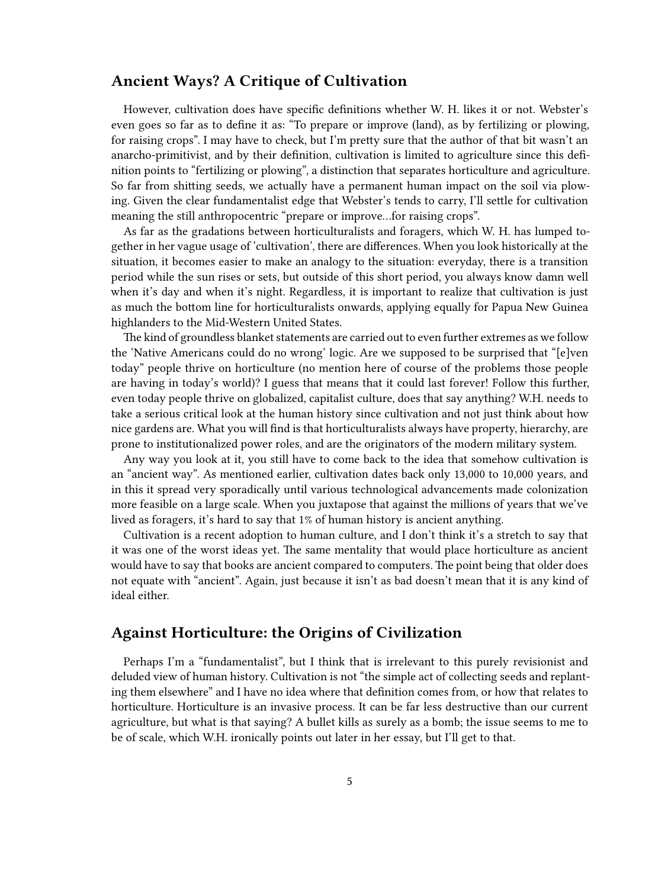## Ancient Ways? A Critique of Cultivation

However, cultivation does have specific definitions whether W. H. likes it or not. Webster's even goes so far as to define it as: "To prepare or improve (land), as by fertilizing or plowing, for raising crops". I may have to check, but I'm pretty sure that the author of that bit wasn't an anarcho-primitivist, and by their definition, cultivation is limited to agriculture since this definition points to "fertilizing or plowing", a distinction that separates horticulture and agriculture. So far from shitting seeds, we actually have a permanent human impact on the soil via plowing. Given the clear fundamentalist edge that Webster's tends to carry, I'll settle for cultivation meaning the still anthropocentric "prepare or improve…for raising crops".

As far as the gradations between horticulturalists and foragers, which W. H. has lumped together in her vague usage of 'cultivation', there are differences. When you look historically at the situation, it becomes easier to make an analogy to the situation: everyday, there is a transition period while the sun rises or sets, but outside of this short period, you always know damn well when it's day and when it's night. Regardless, it is important to realize that cultivation is just as much the bottom line for horticulturalists onwards, applying equally for Papua New Guinea highlanders to the Mid-Western United States.

The kind of groundless blanket statements are carried out to even further extremes as we follow the 'Native Americans could do no wrong' logic. Are we supposed to be surprised that "[e]ven today" people thrive on horticulture (no mention here of course of the problems those people are having in today's world)? I guess that means that it could last forever! Follow this further, even today people thrive on globalized, capitalist culture, does that say anything? W.H. needs to take a serious critical look at the human history since cultivation and not just think about how nice gardens are. What you will find is that horticulturalists always have property, hierarchy, are prone to institutionalized power roles, and are the originators of the modern military system.

Any way you look at it, you still have to come back to the idea that somehow cultivation is an "ancient way". As mentioned earlier, cultivation dates back only 13,000 to 10,000 years, and in this it spread very sporadically until various technological advancements made colonization more feasible on a large scale. When you juxtapose that against the millions of years that we've lived as foragers, it's hard to say that 1% of human history is ancient anything.

Cultivation is a recent adoption to human culture, and I don't think it's a stretch to say that it was one of the worst ideas yet. The same mentality that would place horticulture as ancient would have to say that books are ancient compared to computers. The point being that older does not equate with "ancient". Again, just because it isn't as bad doesn't mean that it is any kind of ideal either.

## Against Horticulture: the Origins of Civilization

Perhaps I'm a "fundamentalist", but I think that is irrelevant to this purely revisionist and deluded view of human history. Cultivation is not "the simple act of collecting seeds and replanting them elsewhere" and I have no idea where that definition comes from, or how that relates to horticulture. Horticulture is an invasive process. It can be far less destructive than our current agriculture, but what is that saying? A bullet kills as surely as a bomb; the issue seems to me to be of scale, which W.H. ironically points out later in her essay, but I'll get to that.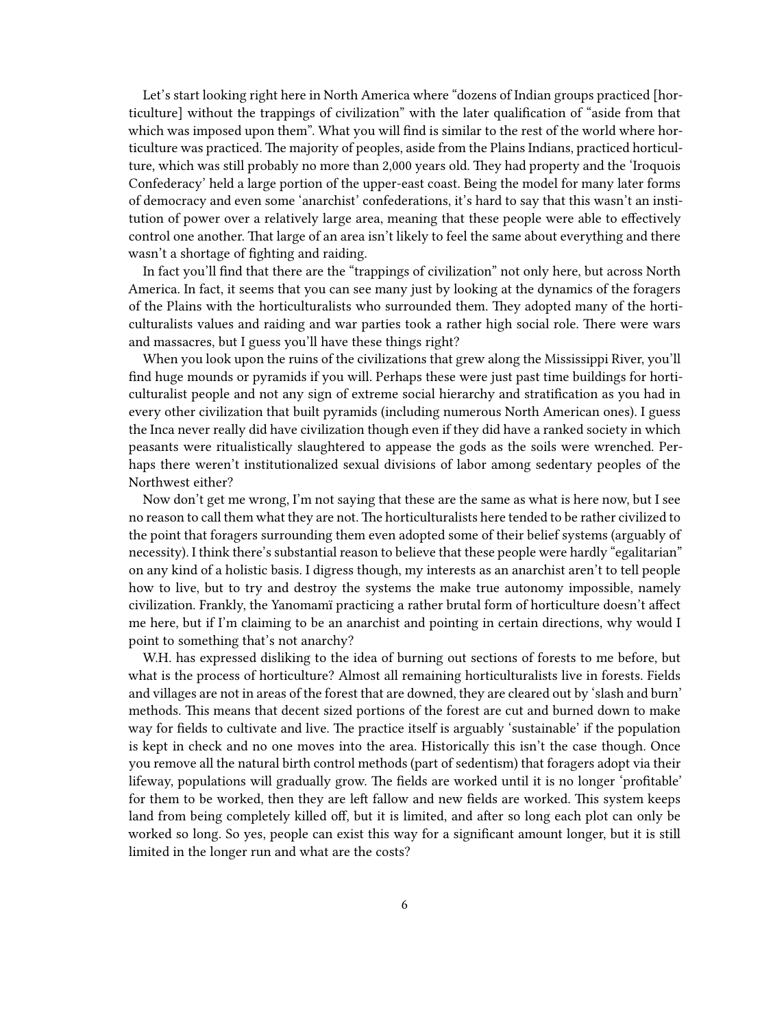Let's start looking right here in North America where "dozens of Indian groups practiced [horticulture] without the trappings of civilization" with the later qualification of "aside from that which was imposed upon them". What you will find is similar to the rest of the world where horticulture was practiced. The majority of peoples, aside from the Plains Indians, practiced horticulture, which was still probably no more than 2,000 years old. They had property and the 'Iroquois Confederacy' held a large portion of the upper-east coast. Being the model for many later forms of democracy and even some 'anarchist' confederations, it's hard to say that this wasn't an institution of power over a relatively large area, meaning that these people were able to effectively control one another. That large of an area isn't likely to feel the same about everything and there wasn't a shortage of fighting and raiding.

In fact you'll find that there are the "trappings of civilization" not only here, but across North America. In fact, it seems that you can see many just by looking at the dynamics of the foragers of the Plains with the horticulturalists who surrounded them. They adopted many of the horticulturalists values and raiding and war parties took a rather high social role. There were wars and massacres, but I guess you'll have these things right?

When you look upon the ruins of the civilizations that grew along the Mississippi River, you'll find huge mounds or pyramids if you will. Perhaps these were just past time buildings for horticulturalist people and not any sign of extreme social hierarchy and stratification as you had in every other civilization that built pyramids (including numerous North American ones). I guess the Inca never really did have civilization though even if they did have a ranked society in which peasants were ritualistically slaughtered to appease the gods as the soils were wrenched. Perhaps there weren't institutionalized sexual divisions of labor among sedentary peoples of the Northwest either?

Now don't get me wrong, I'm not saying that these are the same as what is here now, but I see no reason to call them what they are not. The horticulturalists here tended to be rather civilized to the point that foragers surrounding them even adopted some of their belief systems (arguably of necessity). I think there's substantial reason to believe that these people were hardly "egalitarian" on any kind of a holistic basis. I digress though, my interests as an anarchist aren't to tell people how to live, but to try and destroy the systems the make true autonomy impossible, namely civilization. Frankly, the Yanomamï practicing a rather brutal form of horticulture doesn't affect me here, but if I'm claiming to be an anarchist and pointing in certain directions, why would I point to something that's not anarchy?

W.H. has expressed disliking to the idea of burning out sections of forests to me before, but what is the process of horticulture? Almost all remaining horticulturalists live in forests. Fields and villages are not in areas of the forest that are downed, they are cleared out by 'slash and burn' methods. This means that decent sized portions of the forest are cut and burned down to make way for fields to cultivate and live. The practice itself is arguably 'sustainable' if the population is kept in check and no one moves into the area. Historically this isn't the case though. Once you remove all the natural birth control methods (part of sedentism) that foragers adopt via their lifeway, populations will gradually grow. The fields are worked until it is no longer 'profitable' for them to be worked, then they are left fallow and new fields are worked. This system keeps land from being completely killed off, but it is limited, and after so long each plot can only be worked so long. So yes, people can exist this way for a significant amount longer, but it is still limited in the longer run and what are the costs?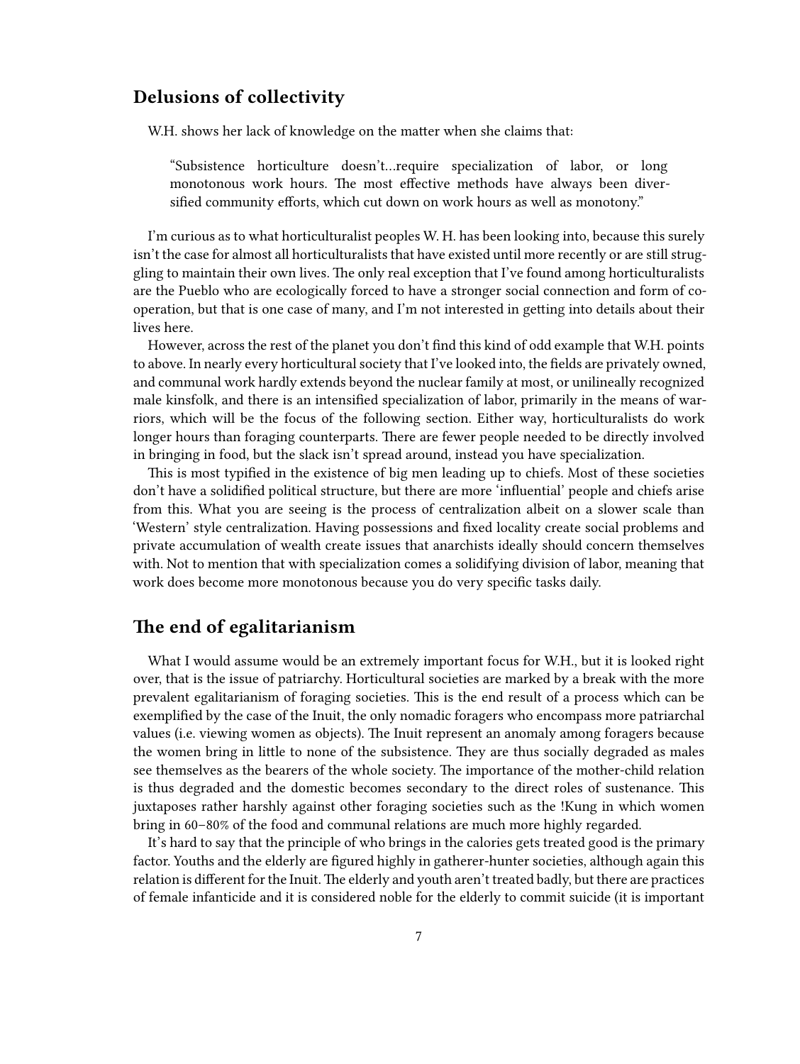## Delusions of collectivity

W.H. shows her lack of knowledge on the matter when she claims that:

> "Subsistence horticulture doesn't…require specialization of labor, or long monotonous work hours. The most effective methods have always been diversified community efforts, which cut down on work hours as well as monotony."

I'm curious as to what horticulturalist peoples W. H. has been looking into, because this surely isn't the case for almost all horticulturalists that have existed until more recently or are still struggling to maintain their own lives. The only real exception that I've found among horticulturalists are the Pueblo who are ecologically forced to have a stronger social connection and form of cooperation, but that is one case of many, and I'm not interested in getting into details about their lives here.

However, across the rest of the planet you don't find this kind of odd example that W.H. points to above. In nearly every horticultural society that I've looked into, the fields are privately owned, and communal work hardly extends beyond the nuclear family at most, or unilineally recognized male kinsfolk, and there is an intensified specialization of labor, primarily in the means of warriors, which will be the focus of the following section. Either way, horticulturalists do work longer hours than foraging counterparts. There are fewer people needed to be directly involved in bringing in food, but the slack isn't spread around, instead you have specialization.

This is most typified in the existence of big men leading up to chiefs. Most of these societies don't have a solidified political structure, but there are more 'influential' people and chiefs arise from this. What you are seeing is the process of centralization albeit on a slower scale than 'Western' style centralization. Having possessions and fixed locality create social problems and private accumulation of wealth create issues that anarchists ideally should concern themselves with. Not to mention that with specialization comes a solidifying division of labor, meaning that work does become more monotonous because you do very specific tasks daily.

## The end of egalitarianism

What I would assume would be an extremely important focus for W.H., but it is looked right over, that is the issue of patriarchy. Horticultural societies are marked by a break with the more prevalent egalitarianism of foraging societies. This is the end result of a process which can be exemplified by the case of the Inuit, the only nomadic foragers who encompass more patriarchal values (i.e. viewing women as objects). The Inuit represent an anomaly among foragers because the women bring in little to none of the subsistence. They are thus socially degraded as males see themselves as the bearers of the whole society. The importance of the mother-child relation is thus degraded and the domestic becomes secondary to the direct roles of sustenance. This juxtaposes rather harshly against other foraging societies such as the !Kung in which women bring in 60–80% of the food and communal relations are much more highly regarded.

It's hard to say that the principle of who brings in the calories gets treated good is the primary factor. Youths and the elderly are figured highly in gatherer-hunter societies, although again this relation is different for the Inuit. The elderly and youth aren't treated badly, but there are practices of female infanticide and it is considered noble for the elderly to commit suicide (it is important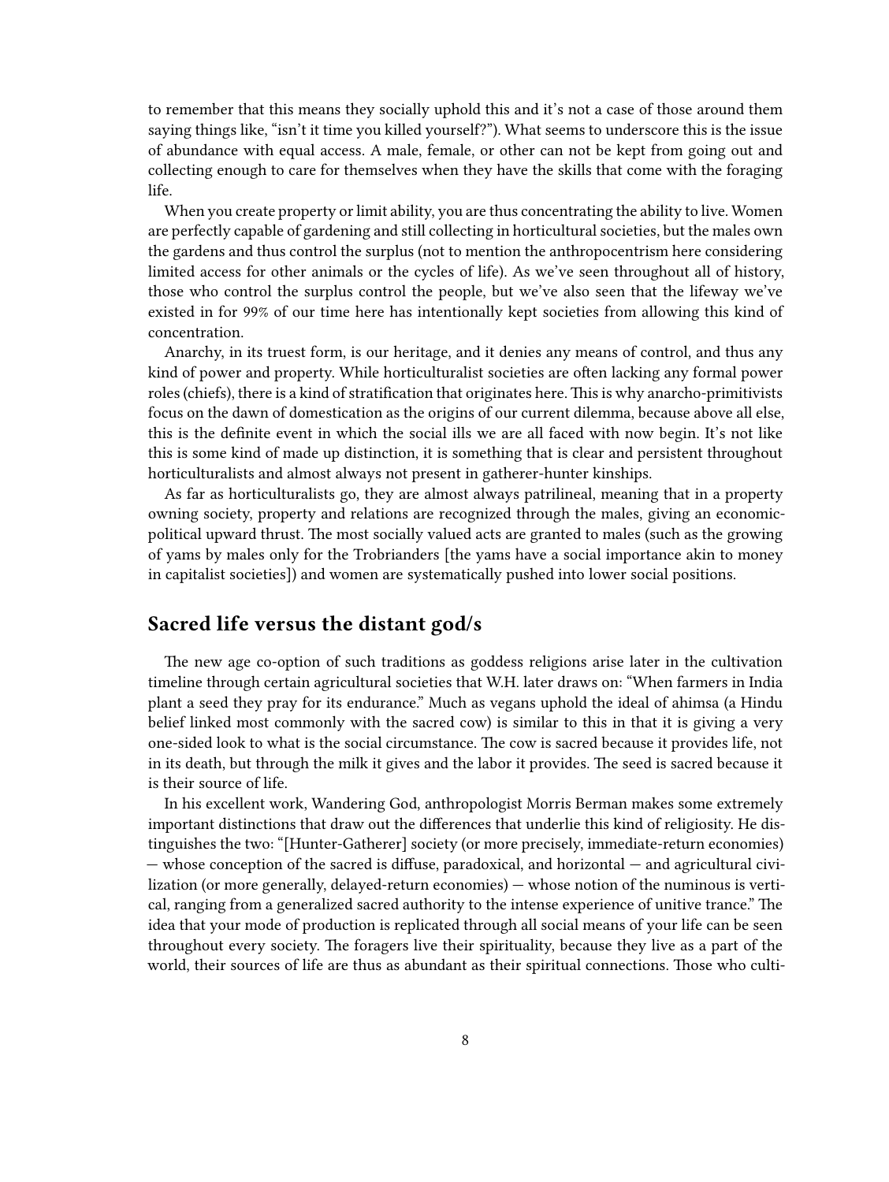to remember that this means they socially uphold this and it's not a case of those around them saying things like, "isn't it time you killed yourself?"). What seems to underscore this is the issue of abundance with equal access. A male, female, or other can not be kept from going out and collecting enough to care for themselves when they have the skills that come with the foraging life.

When you create property or limit ability, you are thus concentrating the ability to live. Women are perfectly capable of gardening and still collecting in horticultural societies, but the males own the gardens and thus control the surplus (not to mention the anthropocentrism here considering limited access for other animals or the cycles of life). As we've seen throughout all of history, those who control the surplus control the people, but we've also seen that the lifeway we've existed in for 99% of our time here has intentionally kept societies from allowing this kind of concentration.

Anarchy, in its truest form, is our heritage, and it denies any means of control, and thus any kind of power and property. While horticulturalist societies are often lacking any formal power roles (chiefs), there is a kind of stratification that originates here. This is why anarcho-primitivists focus on the dawn of domestication as the origins of our current dilemma, because above all else, this is the definite event in which the social ills we are all faced with now begin. It's not like this is some kind of made up distinction, it is something that is clear and persistent throughout horticulturalists and almost always not present in gatherer-hunter kinships.

As far as horticulturalists go, they are almost always patrilineal, meaning that in a property owning society, property and relations are recognized through the males, giving an economic-political upward thrust. The most socially valued acts are granted to males (such as the growing of yams by males only for the Trobrianders [the yams have a social importance akin to money in capitalist societies]) and women are systematically pushed into lower social positions.

## Sacred life versus the distant god/s

The new age co-option of such traditions as goddess religions arise later in the cultivation timeline through certain agricultural societies that W.H. later draws on: "When farmers in India plant a seed they pray for its endurance." Much as vegans uphold the ideal of ahimsa (a Hindu belief linked most commonly with the sacred cow) is similar to this in that it is giving a very one-sided look to what is the social circumstance. The cow is sacred because it provides life, not in its death, but through the milk it gives and the labor it provides. The seed is sacred because it is their source of life.

In his excellent work, Wandering God, anthropologist Morris Berman makes some extremely important distinctions that draw out the differences that underlie this kind of religiosity. He distinguishes the two: "[Hunter-Gatherer] society (or more precisely, immediate-return economies) — whose conception of the sacred is diffuse, paradoxical, and horizontal — and agricultural civilization (or more generally, delayed-return economies) — whose notion of the numinous is vertical, ranging from a generalized sacred authority to the intense experience of unitive trance." The idea that your mode of production is replicated through all social means of your life can be seen throughout every society. The foragers live their spirituality, because they live as a part of the world, their sources of life are thus as abundant as their spiritual connections. Those who culti-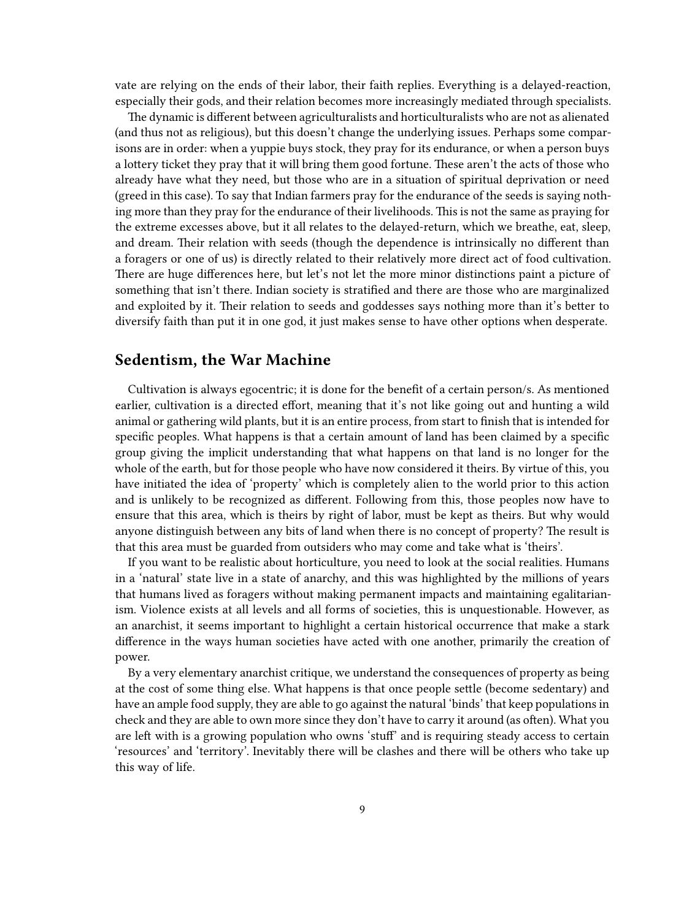vate are relying on the ends of their labor, their faith replies. Everything is a delayed-reaction, especially their gods, and their relation becomes more increasingly mediated through specialists.

The dynamic is different between agriculturalists and horticulturalists who are not as alienated (and thus not as religious), but this doesn't change the underlying issues. Perhaps some comparisons are in order: when a yuppie buys stock, they pray for its endurance, or when a person buys a lottery ticket they pray that it will bring them good fortune. These aren't the acts of those who already have what they need, but those who are in a situation of spiritual deprivation or need (greed in this case). To say that Indian farmers pray for the endurance of the seeds is saying nothing more than they pray for the endurance of their livelihoods. This is not the same as praying for the extreme excesses above, but it all relates to the delayed-return, which we breathe, eat, sleep, and dream. Their relation with seeds (though the dependence is intrinsically no different than a foragers or one of us) is directly related to their relatively more direct act of food cultivation. There are huge differences here, but let's not let the more minor distinctions paint a picture of something that isn't there. Indian society is stratified and there are those who are marginalized and exploited by it. Their relation to seeds and goddesses says nothing more than it's better to diversify faith than put it in one god, it just makes sense to have other options when desperate.

## Sedentism, the War Machine

Cultivation is always egocentric; it is done for the benefit of a certain person/s. As mentioned earlier, cultivation is a directed effort, meaning that it's not like going out and hunting a wild animal or gathering wild plants, but it is an entire process, from start to finish that is intended for specific peoples. What happens is that a certain amount of land has been claimed by a specific group giving the implicit understanding that what happens on that land is no longer for the whole of the earth, but for those people who have now considered it theirs. By virtue of this, you have initiated the idea of 'property' which is completely alien to the world prior to this action and is unlikely to be recognized as different. Following from this, those peoples now have to ensure that this area, which is theirs by right of labor, must be kept as theirs. But why would anyone distinguish between any bits of land when there is no concept of property? The result is that this area must be guarded from outsiders who may come and take what is 'theirs'.

If you want to be realistic about horticulture, you need to look at the social realities. Humans in a 'natural' state live in a state of anarchy, and this was highlighted by the millions of years that humans lived as foragers without making permanent impacts and maintaining egalitarianism. Violence exists at all levels and all forms of societies, this is unquestionable. However, as an anarchist, it seems important to highlight a certain historical occurrence that make a stark difference in the ways human societies have acted with one another, primarily the creation of power.

By a very elementary anarchist critique, we understand the consequences of property as being at the cost of some thing else. What happens is that once people settle (become sedentary) and have an ample food supply, they are able to go against the natural 'binds' that keep populations in check and they are able to own more since they don't have to carry it around (as often). What you are left with is a growing population who owns 'stuff' and is requiring steady access to certain 'resources' and 'territory'. Inevitably there will be clashes and there will be others who take up this way of life.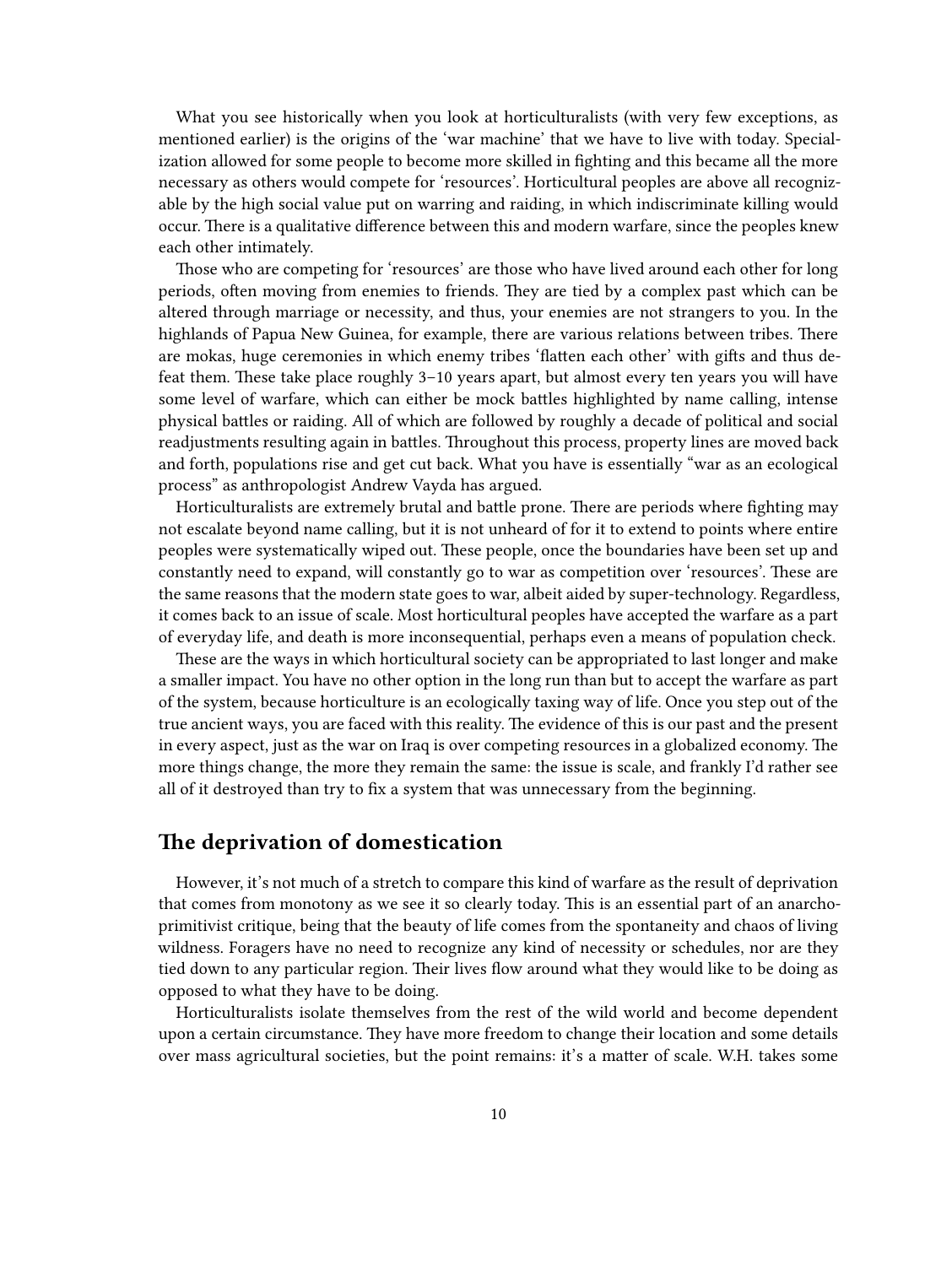What you see historically when you look at horticulturalists (with very few exceptions, as mentioned earlier) is the origins of the 'war machine' that we have to live with today. Specialization allowed for some people to become more skilled in fighting and this became all the more necessary as others would compete for 'resources'. Horticultural peoples are above all recognizable by the high social value put on warring and raiding, in which indiscriminate killing would occur. There is a qualitative difference between this and modern warfare, since the peoples knew each other intimately.

Those who are competing for 'resources' are those who have lived around each other for long periods, often moving from enemies to friends. They are tied by a complex past which can be altered through marriage or necessity, and thus, your enemies are not strangers to you. In the highlands of Papua New Guinea, for example, there are various relations between tribes. There are mokas, huge ceremonies in which enemy tribes 'flatten each other' with gifts and thus defeat them. These take place roughly 3–10 years apart, but almost every ten years you will have some level of warfare, which can either be mock battles highlighted by name calling, intense physical battles or raiding. All of which are followed by roughly a decade of political and social readjustments resulting again in battles. Throughout this process, property lines are moved back and forth, populations rise and get cut back. What you have is essentially "war as an ecological process" as anthropologist Andrew Vayda has argued.

Horticulturalists are extremely brutal and battle prone. There are periods where fighting may not escalate beyond name calling, but it is not unheard of for it to extend to points where entire peoples were systematically wiped out. These people, once the boundaries have been set up and constantly need to expand, will constantly go to war as competition over 'resources'. These are the same reasons that the modern state goes to war, albeit aided by super-technology. Regardless, it comes back to an issue of scale. Most horticultural peoples have accepted the warfare as a part of everyday life, and death is more inconsequential, perhaps even a means of population check.

These are the ways in which horticultural society can be appropriated to last longer and make a smaller impact. You have no other option in the long run than but to accept the warfare as part of the system, because horticulture is an ecologically taxing way of life. Once you step out of the true ancient ways, you are faced with this reality. The evidence of this is our past and the present in every aspect, just as the war on Iraq is over competing resources in a globalized economy. The more things change, the more they remain the same: the issue is scale, and frankly I'd rather see all of it destroyed than try to fix a system that was unnecessary from the beginning.

## The deprivation of domestication

However, it's not much of a stretch to compare this kind of warfare as the result of deprivation that comes from monotony as we see it so clearly today. This is an essential part of an anarcho-primitivist critique, being that the beauty of life comes from the spontaneity and chaos of living wildness. Foragers have no need to recognize any kind of necessity or schedules, nor are they tied down to any particular region. Their lives flow around what they would like to be doing as opposed to what they have to be doing.

Horticulturalists isolate themselves from the rest of the wild world and become dependent upon a certain circumstance. They have more freedom to change their location and some details over mass agricultural societies, but the point remains: it's a matter of scale. W.H. takes some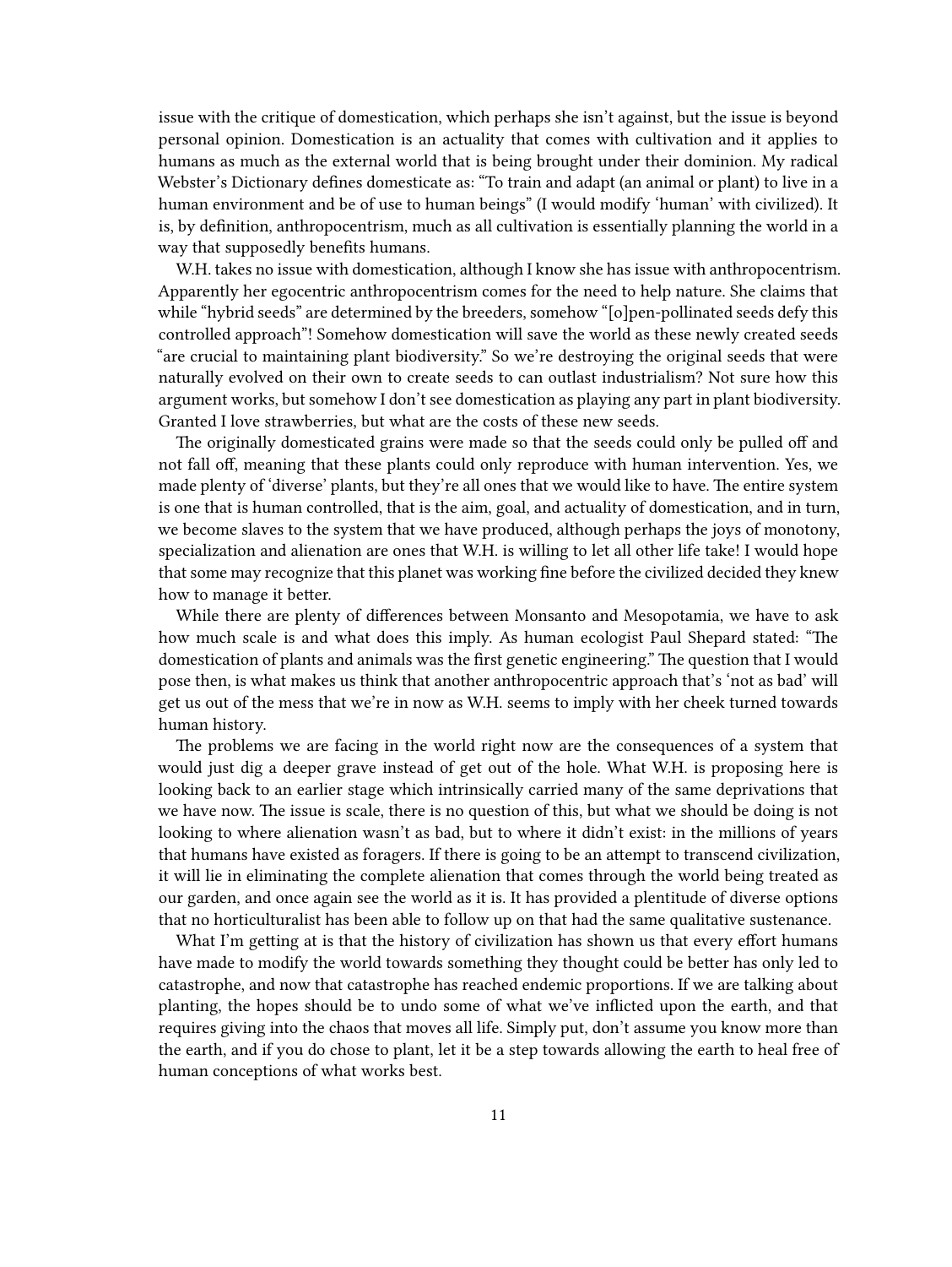issue with the critique of domestication, which perhaps she isn't against, but the issue is beyond personal opinion. Domestication is an actuality that comes with cultivation and it applies to humans as much as the external world that is being brought under their dominion. My radical Webster's Dictionary defines domesticate as: "To train and adapt (an animal or plant) to live in a human environment and be of use to human beings" (I would modify 'human' with civilized). It is, by definition, anthropocentrism, much as all cultivation is essentially planning the world in a way that supposedly benefits humans.

W.H. takes no issue with domestication, although I know she has issue with anthropocentrism. Apparently her egocentric anthropocentrism comes for the need to help nature. She claims that while "hybrid seeds" are determined by the breeders, somehow "[o]pen-pollinated seeds defy this controlled approach"! Somehow domestication will save the world as these newly created seeds "are crucial to maintaining plant biodiversity." So we're destroying the original seeds that were naturally evolved on their own to create seeds to can outlast industrialism? Not sure how this argument works, but somehow I don't see domestication as playing any part in plant biodiversity. Granted I love strawberries, but what are the costs of these new seeds.

The originally domesticated grains were made so that the seeds could only be pulled off and not fall off, meaning that these plants could only reproduce with human intervention. Yes, we made plenty of 'diverse' plants, but they're all ones that we would like to have. The entire system is one that is human controlled, that is the aim, goal, and actuality of domestication, and in turn, we become slaves to the system that we have produced, although perhaps the joys of monotony, specialization and alienation are ones that W.H. is willing to let all other life take! I would hope that some may recognize that this planet was working fine before the civilized decided they knew how to manage it better.

While there are plenty of differences between Monsanto and Mesopotamia, we have to ask how much scale is and what does this imply. As human ecologist Paul Shepard stated: "The domestication of plants and animals was the first genetic engineering." The question that I would pose then, is what makes us think that another anthropocentric approach that's 'not as bad' will get us out of the mess that we're in now as W.H. seems to imply with her cheek turned towards human history.

The problems we are facing in the world right now are the consequences of a system that would just dig a deeper grave instead of get out of the hole. What W.H. is proposing here is looking back to an earlier stage which intrinsically carried many of the same deprivations that we have now. The issue is scale, there is no question of this, but what we should be doing is not looking to where alienation wasn't as bad, but to where it didn't exist: in the millions of years that humans have existed as foragers. If there is going to be an attempt to transcend civilization, it will lie in eliminating the complete alienation that comes through the world being treated as our garden, and once again see the world as it is. It has provided a plentitude of diverse options that no horticulturalist has been able to follow up on that had the same qualitative sustenance.

What I'm getting at is that the history of civilization has shown us that every effort humans have made to modify the world towards something they thought could be better has only led to catastrophe, and now that catastrophe has reached endemic proportions. If we are talking about planting, the hopes should be to undo some of what we've inflicted upon the earth, and that requires giving into the chaos that moves all life. Simply put, don't assume you know more than the earth, and if you do chose to plant, let it be a step towards allowing the earth to heal free of human conceptions of what works best.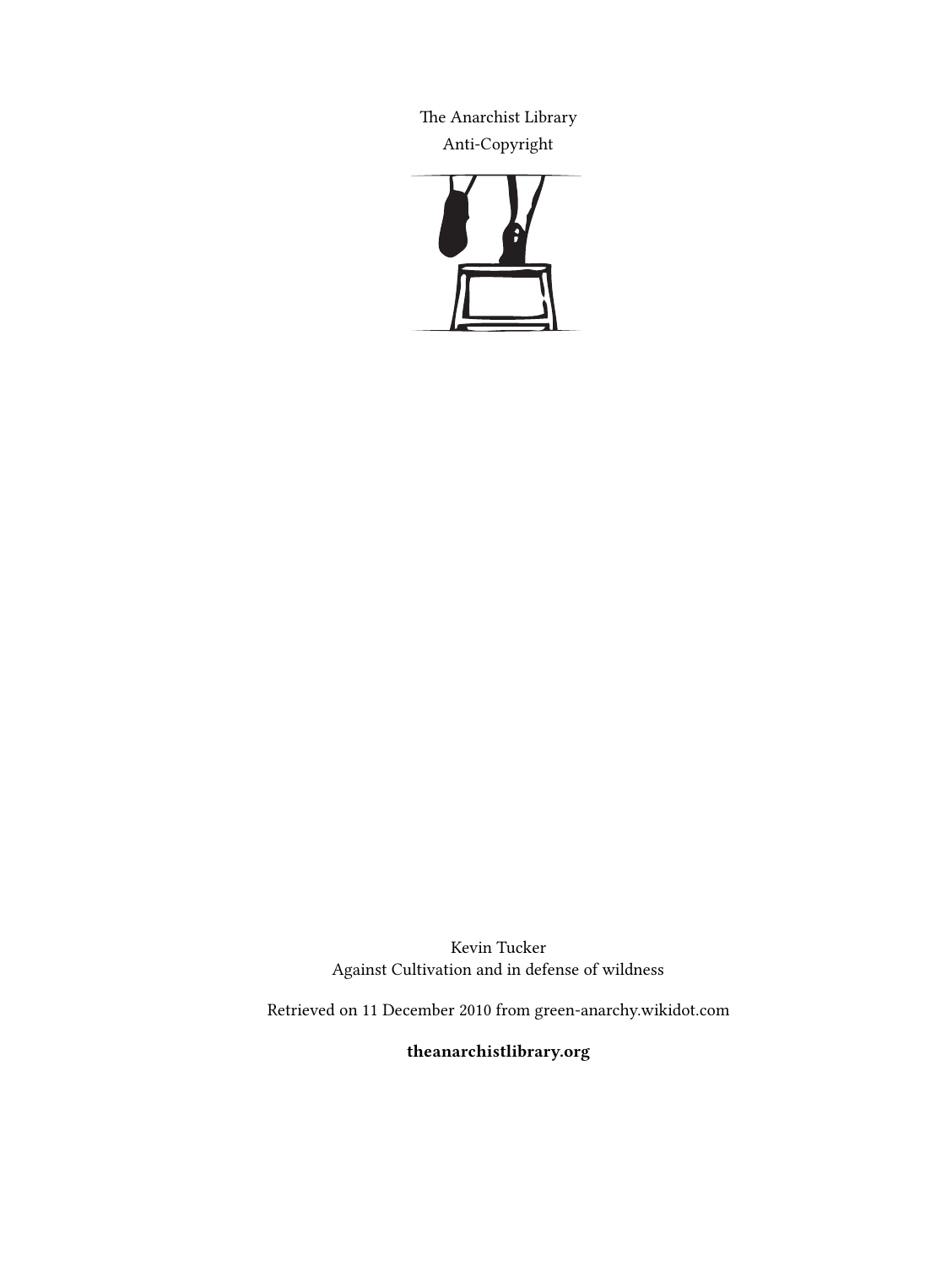The Anarchist Library
Anti-Copyright

Kevin Tucker
Against Cultivation and in defense of wildness

Retrieved on 11 December 2010 from green-anarchy.wikidot.com

**theanarchistlibrary.org**